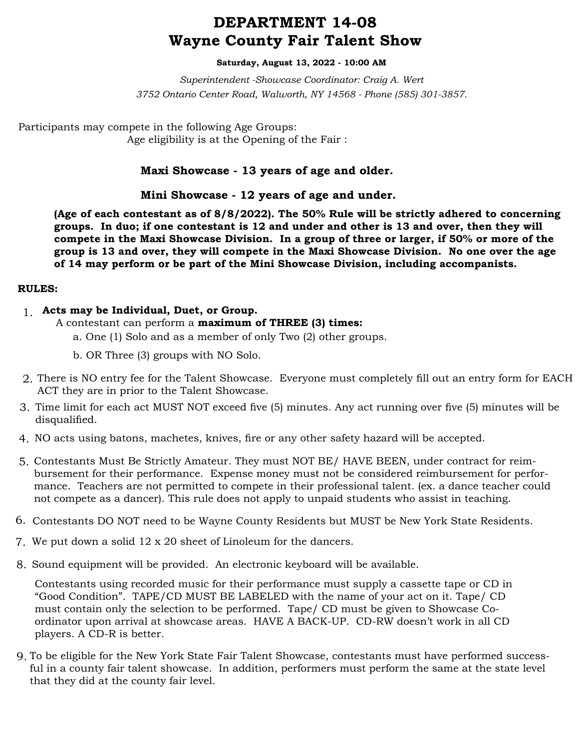# DEPARTMENT 14-08
# Wayne County Fair Talent Show

**Saturday, August 13, 2022 - 10:00 AM**

*Superintendent -Showcase Coordinator: Craig A. Wert*
*3752 Ontario Center Road, Walworth, NY 14568 - Phone (585) 301-3857.*

Participants may compete in the following Age Groups:
Age eligibility is at the Opening of the Fair :

**Maxi Showcase - 13 years of age and older.**

**Mini Showcase - 12 years of age and under.**

**(Age of each contestant as of 8/8/2022). The 50% Rule will be strictly adhered to concerning groups. In duo; if one contestant is 12 and under and other is 13 and over, then they will compete in the Maxi Showcase Division. In a group of three or larger, if 50% or more of the group is 13 and over, they will compete in the Maxi Showcase Division. No one over the age of 14 may perform or be part of the Mini Showcase Division, including accompanists.**

**RULES:**

1. **Acts may be Individual, Duet, or Group.**
   A contestant can perform a **maximum of THREE (3) times:**
   a. One (1) Solo and as a member of only Two (2) other groups.
   b. OR Three (3) groups with NO Solo.
2. There is NO entry fee for the Talent Showcase. Everyone must completely fill out an entry form for EACH ACT they are in prior to the Talent Showcase.
3. Time limit for each act MUST NOT exceed five (5) minutes. Any act running over five (5) minutes will be disqualified.
4. NO acts using batons, machetes, knives, fire or any other safety hazard will be accepted.
5. Contestants Must Be Strictly Amateur. They must NOT BE/ HAVE BEEN, under contract for reimbursement for their performance. Expense money must not be considered reimbursement for performance. Teachers are not permitted to compete in their professional talent. (ex. a dance teacher could not compete as a dancer). This rule does not apply to unpaid students who assist in teaching.
6. Contestants DO NOT need to be Wayne County Residents but MUST be New York State Residents.
7. We put down a solid 12 x 20 sheet of Linoleum for the dancers.
8. Sound equipment will be provided. An electronic keyboard will be available.

   Contestants using recorded music for their performance must supply a cassette tape or CD in "Good Condition". TAPE/CD MUST BE LABELED with the name of your act on it. Tape/ CD must contain only the selection to be performed. Tape/ CD must be given to Showcase Coordinator upon arrival at showcase areas. HAVE A BACK-UP. CD-RW doesn't work in all CD players. A CD-R is better.
9. To be eligible for the New York State Fair Talent Showcase, contestants must have performed successful in a county fair talent showcase. In addition, performers must perform the same at the state level that they did at the county fair level.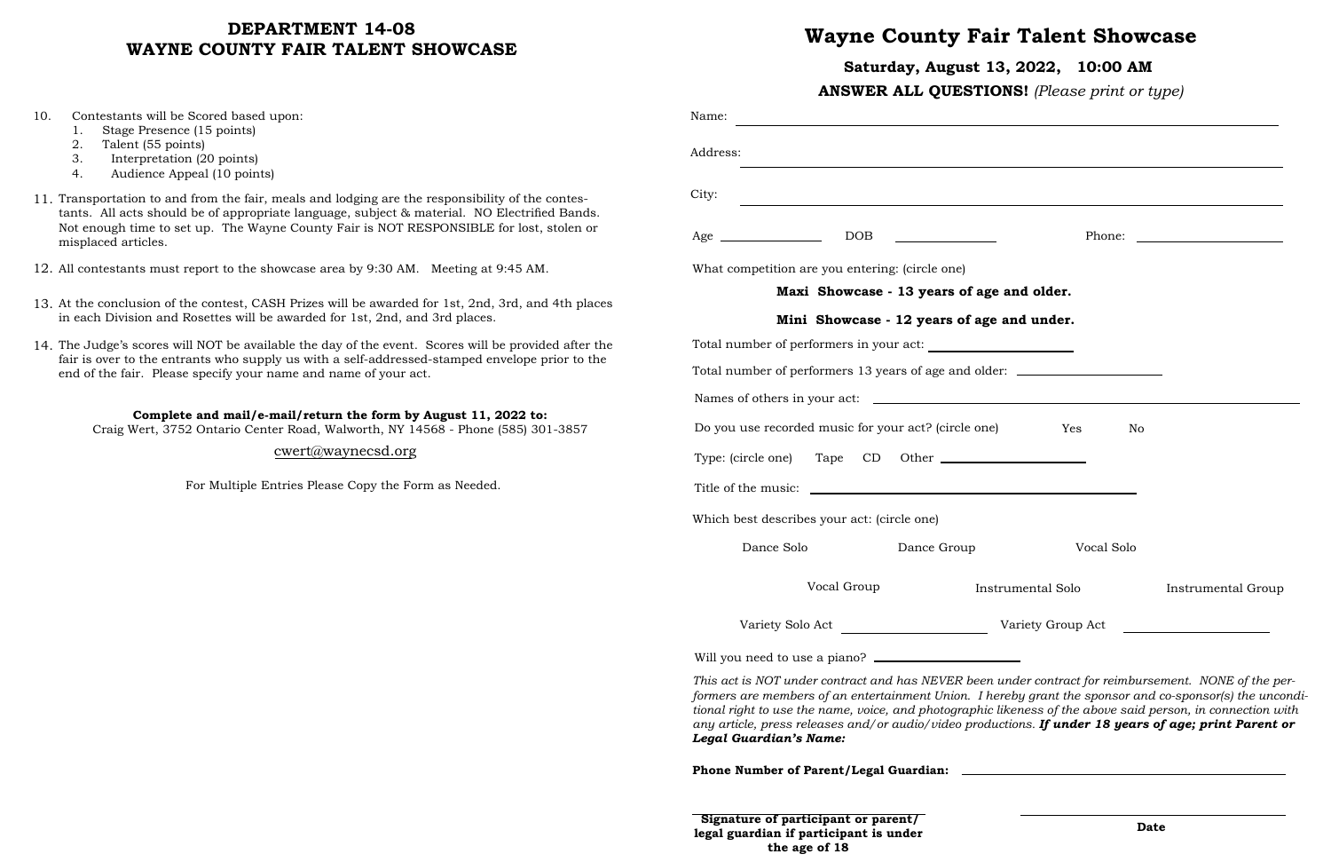## DEPARTMENT 14-08
## WAYNE COUNTY FAIR TALENT SHOWCASE

10. Contestants will be Scored based upon:
    1. Stage Presence (15 points)
    2. Talent (55 points)
    3. Interpretation (20 points)
    4. Audience Appeal (10 points)
11. Transportation to and from the fair, meals and lodging are the responsibility of the contestants. All acts should be of appropriate language, subject & material. NO Electrified Bands. Not enough time to set up. The Wayne County Fair is NOT RESPONSIBLE for lost, stolen or misplaced articles.
12. All contestants must report to the showcase area by 9:30 AM. Meeting at 9:45 AM.
13. At the conclusion of the contest, CASH Prizes will be awarded for 1st, 2nd, 3rd, and 4th places in each Division and Rosettes will be awarded for 1st, 2nd, and 3rd places.
14. The Judge's scores will NOT be available the day of the event. Scores will be provided after the fair is over to the entrants who supply us with a self-addressed-stamped envelope prior to the end of the fair. Please specify your name and name of your act.

**Complete and mail/e-mail/return the form by August 11, 2022 to:**
Craig Wert, 3752 Ontario Center Road, Walworth, NY 14568 - Phone (585) 301-3857

cwert@waynecsd.org

For Multiple Entries Please Copy the Form as Needed.

# Wayne County Fair Talent Showcase

**Saturday, August 13, 2022, 10:00 AM**

**ANSWER ALL QUESTIONS!** *(Please print or type)*

Name: ______________________________

Address: ______________________________

City: ______________________________

Age __________ DOB __________ Phone: __________

What competition are you entering: (circle one)

**Maxi Showcase - 13 years of age and older.**

**Mini Showcase - 12 years of age and under.**

Total number of performers in your act: __________

Total number of performers 13 years of age and older: __________

Names of others in your act: ______________________________

Do you use recorded music for your act? (circle one) Yes No

Type: (circle one) Tape CD Other __________

Title of the music: ______________________________

Which best describes your act: (circle one)

Dance Solo Dance Group Vocal Solo

Vocal Group Instrumental Solo Instrumental Group

Variety Solo Act __________ Variety Group Act __________

Will you need to use a piano? __________

*This act is NOT under contract and has NEVER been under contract for reimbursement. NONE of the performers are members of an entertainment Union. I hereby grant the sponsor and co-sponsor(s) the unconditional right to use the name, voice, and photographic likeness of the above said person, in connection with any article, press releases and/or audio/video productions.* ***If under 18 years of age; print Parent or Legal Guardian's Name:***

**Phone Number of Parent/Legal Guardian:** ______________________________

______________________________ ______________________________

**Signature of participant or parent/ legal guardian if participant is under the age of 18** **Date**